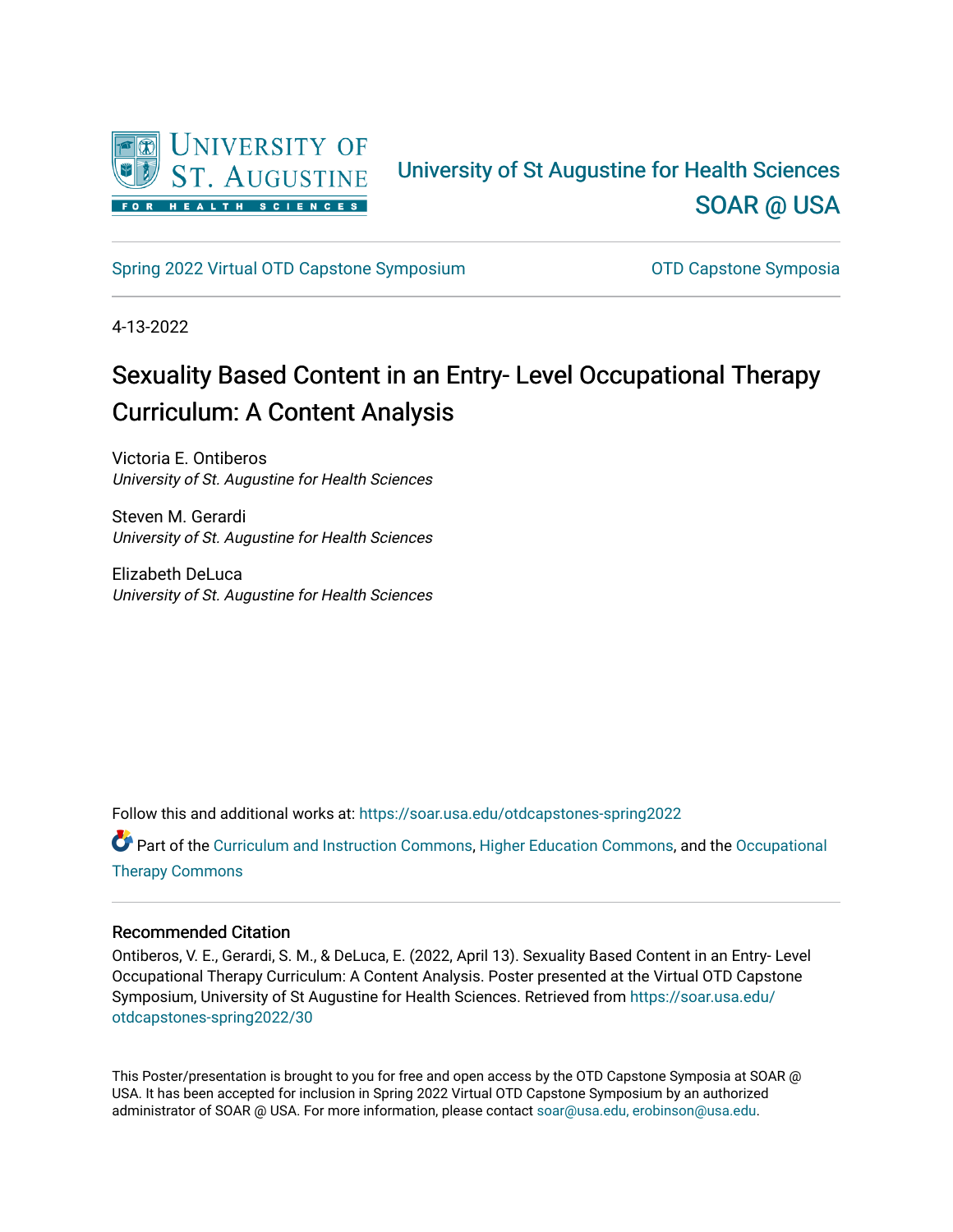University of St Augustine for Health Sciences

SOAR @ USA

Spring 2022 Virtual OTD Capstone Symposium

OTD Capstone Symposia

4-13-2022

# Sexuality Based Content in an Entry- Level Occupational Therapy Curriculum: A Content Analysis

Victoria E. Ontiberos
*University of St. Augustine for Health Sciences*

Steven M. Gerardi
*University of St. Augustine for Health Sciences*

Elizabeth DeLuca
*University of St. Augustine for Health Sciences*

Follow this and additional works at: https://soar.usa.edu/otdcapstones-spring2022

Part of the Curriculum and Instruction Commons, Higher Education Commons, and the Occupational Therapy Commons

## Recommended Citation

Ontiberos, V. E., Gerardi, S. M., & DeLuca, E. (2022, April 13). Sexuality Based Content in an Entry- Level Occupational Therapy Curriculum: A Content Analysis. Poster presented at the Virtual OTD Capstone Symposium, University of St Augustine for Health Sciences. Retrieved from https://soar.usa.edu/otdcapstones-spring2022/30

This Poster/presentation is brought to you for free and open access by the OTD Capstone Symposia at SOAR @ USA. It has been accepted for inclusion in Spring 2022 Virtual OTD Capstone Symposium by an authorized administrator of SOAR @ USA. For more information, please contact soar@usa.edu, erobinson@usa.edu.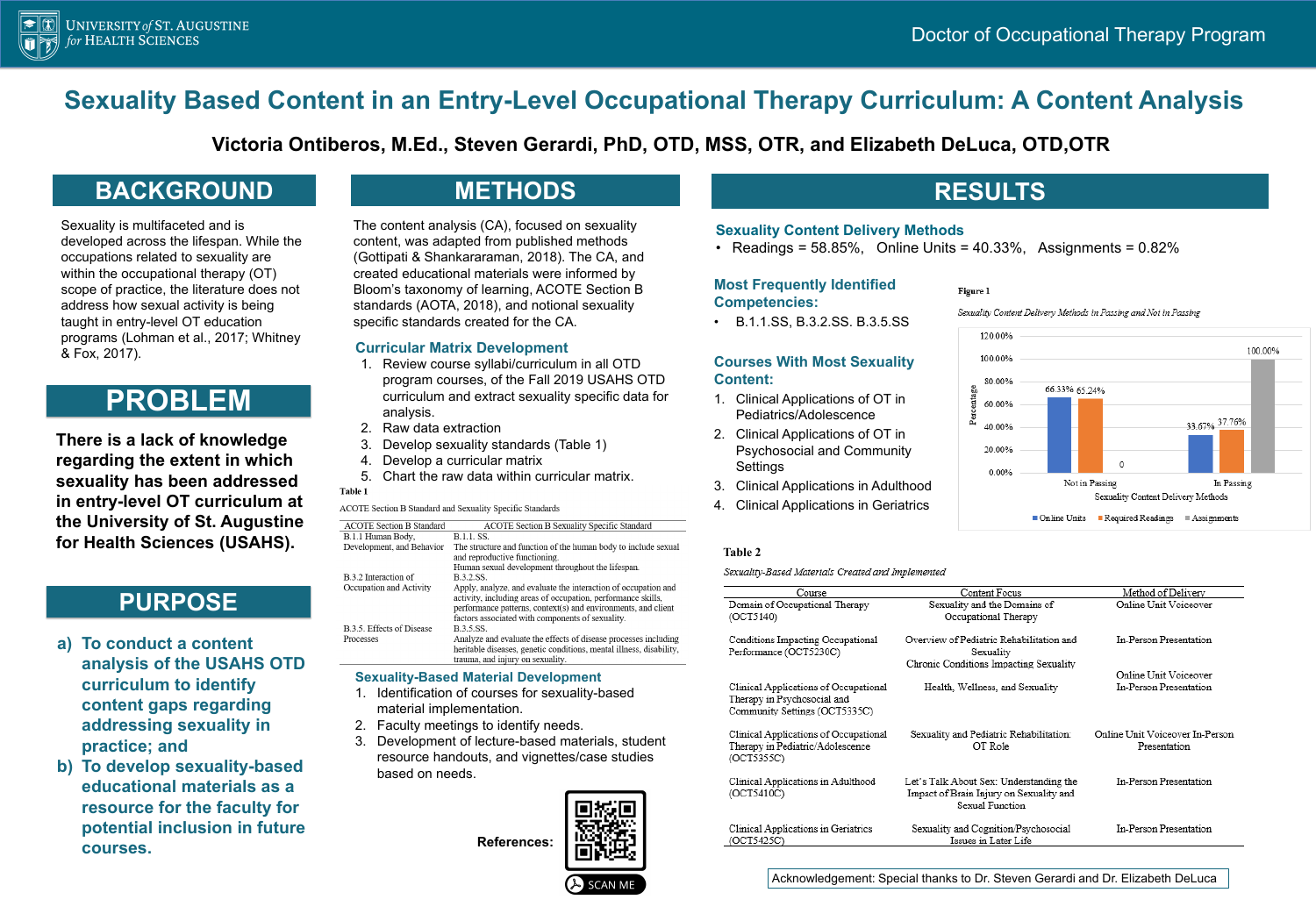UNIVERSITY of ST. AUGUSTINE for HEALTH SCIENCES

Doctor of Occupational Therapy Program

# Sexuality Based Content in an Entry-Level Occupational Therapy Curriculum: A Content Analysis

**Victoria Ontiberos, M.Ed., Steven Gerardi, PhD, OTD, MSS, OTR, and Elizabeth DeLuca, OTD,OTR**

## BACKGROUND

Sexuality is multifaceted and is developed across the lifespan. While the occupations related to sexuality are within the occupational therapy (OT) scope of practice, the literature does not address how sexual activity is being taught in entry-level OT education programs (Lohman et al., 2017; Whitney & Fox, 2017).

## PROBLEM

**There is a lack of knowledge regarding the extent in which sexuality has been addressed in entry-level OT curriculum at the University of St. Augustine for Health Sciences (USAHS).**

## PURPOSE

a) **To conduct a content analysis of the USAHS OTD curriculum to identify content gaps regarding addressing sexuality in practice; and**

b) **To develop sexuality-based educational materials as a resource for the faculty for potential inclusion in future courses.**

## METHODS

The content analysis (CA), focused on sexuality content, was adapted from published methods (Gottipati & Shankararaman, 2018). The CA, and created educational materials were informed by Bloom's taxonomy of learning, ACOTE Section B standards (AOTA, 2018), and notional sexuality specific standards created for the CA.

### Curricular Matrix Development

1. Review course syllabi/curriculum in all OTD program courses, of the Fall 2019 USAHS OTD curriculum and extract sexuality specific data for analysis.
2. Raw data extraction
3. Develop sexuality standards (Table 1)
4. Develop a curricular matrix
5. Chart the raw data within curricular matrix.

**Table 1**

ACOTE Section B Standard and Sexuality Specific Standards

| ACOTE Section B Standard | ACOTE Section B Sexuality Specific Standard |
|---|---|
| B.1.1 Human Body, Development, and Behavior | B.1.1. SS. The structure and function of the human body to include sexual and reproductive functioning. Human sexual development throughout the lifespan. |
| B.3.2 Interaction of Occupation and Activity | B.3.2.SS. Apply, analyze, and evaluate the interaction of occupation and activity, including areas of occupation, performance skills, performance patterns, context(s) and environments, and client factors associated with components of sexuality. |
| B.3.5. Effects of Disease Processes | B.3.5.SS. Analyze and evaluate the effects of disease processes including heritable diseases, genetic conditions, mental illness, disability, trauma, and injury on sexuality. |

### Sexuality-Based Material Development

1. Identification of courses for sexuality-based material implementation.
2. Faculty meetings to identify needs.
3. Development of lecture-based materials, student resource handouts, and vignettes/case studies based on needs.

**References:**

SCAN ME

## RESULTS

### Sexuality Content Delivery Methods

- Readings = 58.85%, Online Units = 40.33%, Assignments = 0.82%

### Most Frequently Identified Competencies:

- B.1.1.SS, B.3.2.SS. B.3.5.SS

### Courses With Most Sexuality Content:

1. Clinical Applications of OT in Pediatrics/Adolescence
2. Clinical Applications of OT in Psychosocial and Community Settings
3. Clinical Applications in Adulthood
4. Clinical Applications in Geriatrics

**Figure 1**

*Sexuality Content Delivery Methods in Passing and Not in Passing*

120.00%
100.00%
80.00%
60.00%
40.00%
20.00%
0.00%
Percentage
66.33% 65.24% 0
33.67% 37.76% 100.00%
Not in Passing
In Passing
Sexuality Content Delivery Methods
Online Units, Required Readings, Assignments

**Table 2**

*Sexuality-Based Materials Created and Implemented*

| Course | Content Focus | Method of Delivery |
|---|---|---|
| Domain of Occupational Therapy (OCT5140) | Sexuality and the Domains of Occupational Therapy | Online Unit Voiceover |
| Conditions Impacting Occupational Performance (OCT5230C) | Overview of Pediatric Rehabilitation and Sexuality<br>Chronic Conditions Impacting Sexuality | In-Person Presentation<br><br>Online Unit Voiceover |
| Clinical Applications of Occupational Therapy in Psychosocial and Community Settings (OCT5335C) | Health, Wellness, and Sexuality | In-Person Presentation |
| Clinical Applications of Occupational Therapy in Pediatric/Adolescence (OCT5355C) | Sexuality and Pediatric Rehabilitation: OT Role | Online Unit Voiceover In-Person Presentation |
| Clinical Applications in Adulthood (OCT5410C) | Let's Talk About Sex: Understanding the Impact of Brain Injury on Sexuality and Sexual Function | In-Person Presentation |
| Clinical Applications in Geriatrics (OCT5425C) | Sexuality and Cognition/Psychosocial Issues in Later Life | In-Person Presentation |

Acknowledgement: Special thanks to Dr. Steven Gerardi and Dr. Elizabeth DeLuca